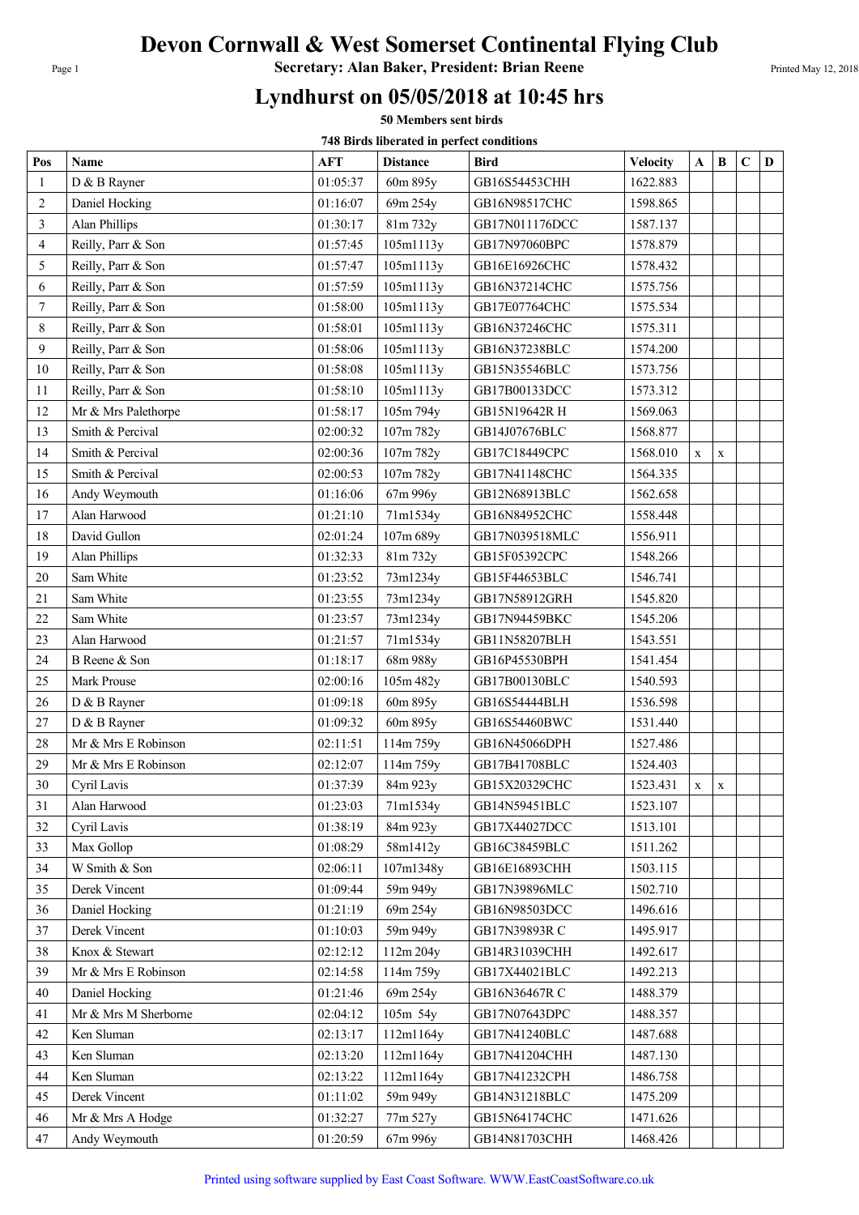# Devon Cornwall & West Somerset Continental Flying Club

**Secretary: Alan Baker, President: Brian Reene**

## Lyndhurst on 05/05/2018 at 10:45 hrs

**50 Members sent birds**

**748 Birds liberated in perfect conditions**

| Pos | Name | AFT | Distance | Bird | Velocity | A | B | C | D |
|---|---|---|---|---|---|---|---|---|---|
| 1 | D & B Rayner | 01:05:37 | 60m 895y | GB16S54453CHH | 1622.883 | | | | |
| 2 | Daniel Hocking | 01:16:07 | 69m 254y | GB16N98517CHC | 1598.865 | | | | |
| 3 | Alan Phillips | 01:30:17 | 81m 732y | GB17N011176DCC | 1587.137 | | | | |
| 4 | Reilly, Parr & Son | 01:57:45 | 105m1113y | GB17N97060BPC | 1578.879 | | | | |
| 5 | Reilly, Parr & Son | 01:57:47 | 105m1113y | GB16E16926CHC | 1578.432 | | | | |
| 6 | Reilly, Parr & Son | 01:57:59 | 105m1113y | GB16N37214CHC | 1575.756 | | | | |
| 7 | Reilly, Parr & Son | 01:58:00 | 105m1113y | GB17E07764CHC | 1575.534 | | | | |
| 8 | Reilly, Parr & Son | 01:58:01 | 105m1113y | GB16N37246CHC | 1575.311 | | | | |
| 9 | Reilly, Parr & Son | 01:58:06 | 105m1113y | GB16N37238BLC | 1574.200 | | | | |
| 10 | Reilly, Parr & Son | 01:58:08 | 105m1113y | GB15N35546BLC | 1573.756 | | | | |
| 11 | Reilly, Parr & Son | 01:58:10 | 105m1113y | GB17B00133DCC | 1573.312 | | | | |
| 12 | Mr & Mrs Palethorpe | 01:58:17 | 105m 794y | GB15N19642R H | 1569.063 | | | | |
| 13 | Smith & Percival | 02:00:32 | 107m 782y | GB14J07676BLC | 1568.877 | | | | |
| 14 | Smith & Percival | 02:00:36 | 107m 782y | GB17C18449CPC | 1568.010 | x | x | | |
| 15 | Smith & Percival | 02:00:53 | 107m 782y | GB17N41148CHC | 1564.335 | | | | |
| 16 | Andy Weymouth | 01:16:06 | 67m 996y | GB12N68913BLC | 1562.658 | | | | |
| 17 | Alan Harwood | 01:21:10 | 71m1534y | GB16N84952CHC | 1558.448 | | | | |
| 18 | David Gullon | 02:01:24 | 107m 689y | GB17N039518MLC | 1556.911 | | | | |
| 19 | Alan Phillips | 01:32:33 | 81m 732y | GB15F05392CPC | 1548.266 | | | | |
| 20 | Sam White | 01:23:52 | 73m1234y | GB15F44653BLC | 1546.741 | | | | |
| 21 | Sam White | 01:23:55 | 73m1234y | GB17N58912GRH | 1545.820 | | | | |
| 22 | Sam White | 01:23:57 | 73m1234y | GB17N94459BKC | 1545.206 | | | | |
| 23 | Alan Harwood | 01:21:57 | 71m1534y | GB11N58207BLH | 1543.551 | | | | |
| 24 | B Reene & Son | 01:18:17 | 68m 988y | GB16P45530BPH | 1541.454 | | | | |
| 25 | Mark Prouse | 02:00:16 | 105m 482y | GB17B00130BLC | 1540.593 | | | | |
| 26 | D & B Rayner | 01:09:18 | 60m 895y | GB16S54444BLH | 1536.598 | | | | |
| 27 | D & B Rayner | 01:09:32 | 60m 895y | GB16S54460BWC | 1531.440 | | | | |
| 28 | Mr & Mrs E Robinson | 02:11:51 | 114m 759y | GB16N45066DPH | 1527.486 | | | | |
| 29 | Mr & Mrs E Robinson | 02:12:07 | 114m 759y | GB17B41708BLC | 1524.403 | | | | |
| 30 | Cyril Lavis | 01:37:39 | 84m 923y | GB15X20329CHC | 1523.431 | x | x | | |
| 31 | Alan Harwood | 01:23:03 | 71m1534y | GB14N59451BLC | 1523.107 | | | | |
| 32 | Cyril Lavis | 01:38:19 | 84m 923y | GB17X44027DCC | 1513.101 | | | | |
| 33 | Max Gollop | 01:08:29 | 58m1412y | GB16C38459BLC | 1511.262 | | | | |
| 34 | W Smith & Son | 02:06:11 | 107m1348y | GB16E16893CHH | 1503.115 | | | | |
| 35 | Derek Vincent | 01:09:44 | 59m 949y | GB17N39896MLC | 1502.710 | | | | |
| 36 | Daniel Hocking | 01:21:19 | 69m 254y | GB16N98503DCC | 1496.616 | | | | |
| 37 | Derek Vincent | 01:10:03 | 59m 949y | GB17N39893R C | 1495.917 | | | | |
| 38 | Knox & Stewart | 02:12:12 | 112m 204y | GB14R31039CHH | 1492.617 | | | | |
| 39 | Mr & Mrs E Robinson | 02:14:58 | 114m 759y | GB17X44021BLC | 1492.213 | | | | |
| 40 | Daniel Hocking | 01:21:46 | 69m 254y | GB16N36467R C | 1488.379 | | | | |
| 41 | Mr & Mrs M Sherborne | 02:04:12 | 105m 54y | GB17N07643DPC | 1488.357 | | | | |
| 42 | Ken Sluman | 02:13:17 | 112m1164y | GB17N41240BLC | 1487.688 | | | | |
| 43 | Ken Sluman | 02:13:20 | 112m1164y | GB17N41204CHH | 1487.130 | | | | |
| 44 | Ken Sluman | 02:13:22 | 112m1164y | GB17N41232CPH | 1486.758 | | | | |
| 45 | Derek Vincent | 01:11:02 | 59m 949y | GB14N31218BLC | 1475.209 | | | | |
| 46 | Mr & Mrs A Hodge | 01:32:27 | 77m 527y | GB15N64174CHC | 1471.626 | | | | |
| 47 | Andy Weymouth | 01:20:59 | 67m 996y | GB14N81703CHH | 1468.426 | | | | |

Printed using software supplied by East Coast Software. WWW.EastCoastSoftware.co.uk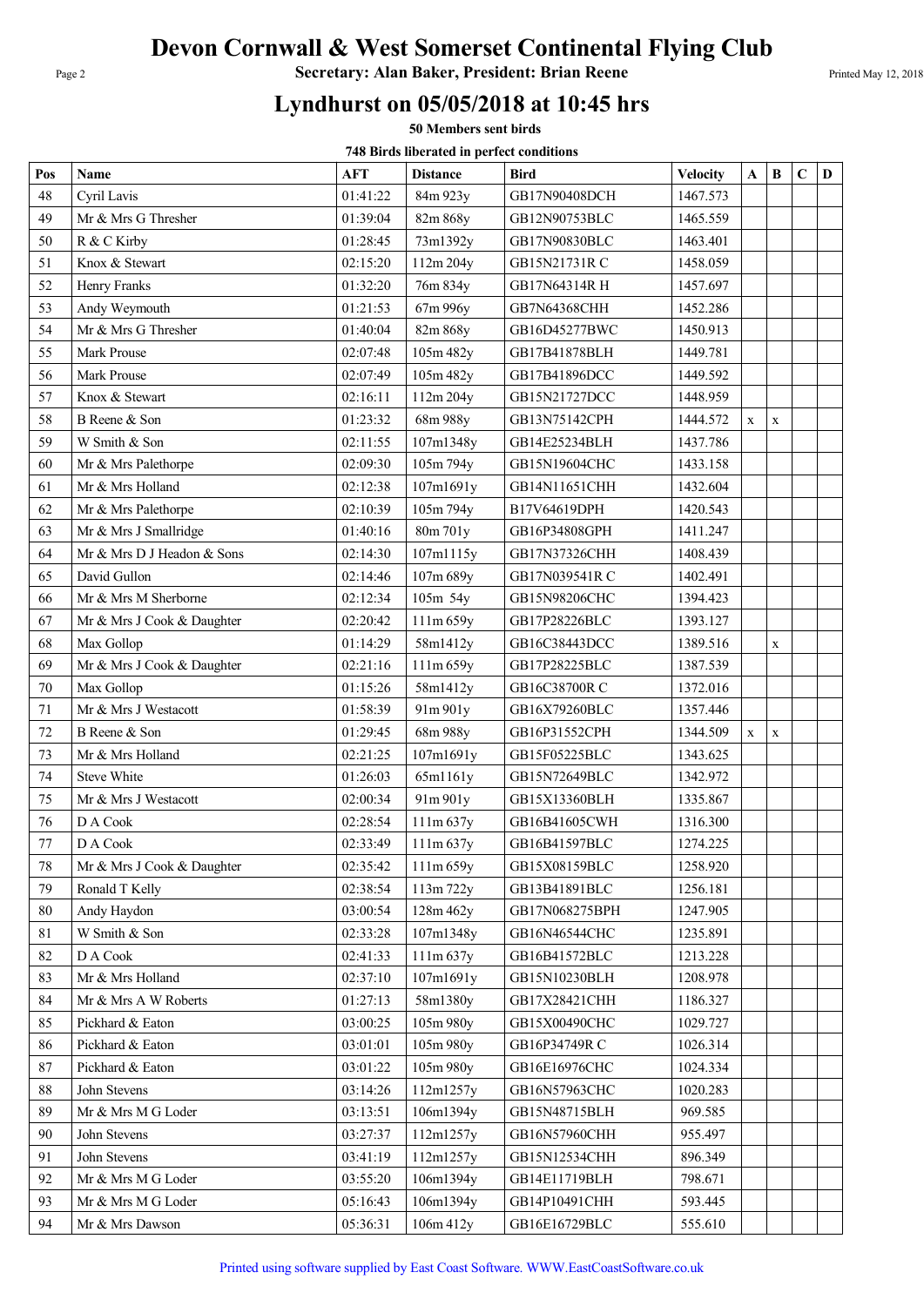# Devon Cornwall & West Somerset Continental Flying Club

**Secretary: Alan Baker, President: Brian Reene**

## Lyndhurst on 05/05/2018 at 10:45 hrs

**50 Members sent birds**

**748 Birds liberated in perfect conditions**

| Pos | Name | AFT | Distance | Bird | Velocity | A | B | C | D |
|---|---|---|---|---|---|---|---|---|---|
| 48 | Cyril Lavis | 01:41:22 | 84m 923y | GB17N90408DCH | 1467.573 | | | | |
| 49 | Mr & Mrs G Thresher | 01:39:04 | 82m 868y | GB12N90753BLC | 1465.559 | | | | |
| 50 | R & C Kirby | 01:28:45 | 73m1392y | GB17N90830BLC | 1463.401 | | | | |
| 51 | Knox & Stewart | 02:15:20 | 112m 204y | GB15N21731R C | 1458.059 | | | | |
| 52 | Henry Franks | 01:32:20 | 76m 834y | GB17N64314R H | 1457.697 | | | | |
| 53 | Andy Weymouth | 01:21:53 | 67m 996y | GB7N64368CHH | 1452.286 | | | | |
| 54 | Mr & Mrs G Thresher | 01:40:04 | 82m 868y | GB16D45277BWC | 1450.913 | | | | |
| 55 | Mark Prouse | 02:07:48 | 105m 482y | GB17B41878BLH | 1449.781 | | | | |
| 56 | Mark Prouse | 02:07:49 | 105m 482y | GB17B41896DCC | 1449.592 | | | | |
| 57 | Knox & Stewart | 02:16:11 | 112m 204y | GB15N21727DCC | 1448.959 | | | | |
| 58 | B Reene & Son | 01:23:32 | 68m 988y | GB13N75142CPH | 1444.572 | x | x | | |
| 59 | W Smith & Son | 02:11:55 | 107m1348y | GB14E25234BLH | 1437.786 | | | | |
| 60 | Mr & Mrs Palethorpe | 02:09:30 | 105m 794y | GB15N19604CHC | 1433.158 | | | | |
| 61 | Mr & Mrs Holland | 02:12:38 | 107m1691y | GB14N11651CHH | 1432.604 | | | | |
| 62 | Mr & Mrs Palethorpe | 02:10:39 | 105m 794y | B17V64619DPH | 1420.543 | | | | |
| 63 | Mr & Mrs J Smallridge | 01:40:16 | 80m 701y | GB16P34808GPH | 1411.247 | | | | |
| 64 | Mr & Mrs D J Headon & Sons | 02:14:30 | 107m1115y | GB17N37326CHH | 1408.439 | | | | |
| 65 | David Gullon | 02:14:46 | 107m 689y | GB17N039541R C | 1402.491 | | | | |
| 66 | Mr & Mrs M Sherborne | 02:12:34 | 105m 54y | GB15N98206CHC | 1394.423 | | | | |
| 67 | Mr & Mrs J Cook & Daughter | 02:20:42 | 111m 659y | GB17P28226BLC | 1393.127 | | | | |
| 68 | Max Gollop | 01:14:29 | 58m1412y | GB16C38443DCC | 1389.516 | | x | | |
| 69 | Mr & Mrs J Cook & Daughter | 02:21:16 | 111m 659y | GB17P28225BLC | 1387.539 | | | | |
| 70 | Max Gollop | 01:15:26 | 58m1412y | GB16C38700R C | 1372.016 | | | | |
| 71 | Mr & Mrs J Westacott | 01:58:39 | 91m 901y | GB16X79260BLC | 1357.446 | | | | |
| 72 | B Reene & Son | 01:29:45 | 68m 988y | GB16P31552CPH | 1344.509 | x | x | | |
| 73 | Mr & Mrs Holland | 02:21:25 | 107m1691y | GB15F05225BLC | 1343.625 | | | | |
| 74 | Steve White | 01:26:03 | 65m1161y | GB15N72649BLC | 1342.972 | | | | |
| 75 | Mr & Mrs J Westacott | 02:00:34 | 91m 901y | GB15X13360BLH | 1335.867 | | | | |
| 76 | D A Cook | 02:28:54 | 111m 637y | GB16B41605CWH | 1316.300 | | | | |
| 77 | D A Cook | 02:33:49 | 111m 637y | GB16B41597BLC | 1274.225 | | | | |
| 78 | Mr & Mrs J Cook & Daughter | 02:35:42 | 111m 659y | GB15X08159BLC | 1258.920 | | | | |
| 79 | Ronald T Kelly | 02:38:54 | 113m 722y | GB13B41891BLC | 1256.181 | | | | |
| 80 | Andy Haydon | 03:00:54 | 128m 462y | GB17N068275BPH | 1247.905 | | | | |
| 81 | W Smith & Son | 02:33:28 | 107m1348y | GB16N46544CHC | 1235.891 | | | | |
| 82 | D A Cook | 02:41:33 | 111m 637y | GB16B41572BLC | 1213.228 | | | | |
| 83 | Mr & Mrs Holland | 02:37:10 | 107m1691y | GB15N10230BLH | 1208.978 | | | | |
| 84 | Mr & Mrs A W Roberts | 01:27:13 | 58m1380y | GB17X28421CHH | 1186.327 | | | | |
| 85 | Pickhard & Eaton | 03:00:25 | 105m 980y | GB15X00490CHC | 1029.727 | | | | |
| 86 | Pickhard & Eaton | 03:01:01 | 105m 980y | GB16P34749R C | 1026.314 | | | | |
| 87 | Pickhard & Eaton | 03:01:22 | 105m 980y | GB16E16976CHC | 1024.334 | | | | |
| 88 | John Stevens | 03:14:26 | 112m1257y | GB16N57963CHC | 1020.283 | | | | |
| 89 | Mr & Mrs M G Loder | 03:13:51 | 106m1394y | GB15N48715BLH | 969.585 | | | | |
| 90 | John Stevens | 03:27:37 | 112m1257y | GB16N57960CHH | 955.497 | | | | |
| 91 | John Stevens | 03:41:19 | 112m1257y | GB15N12534CHH | 896.349 | | | | |
| 92 | Mr & Mrs M G Loder | 03:55:20 | 106m1394y | GB14E11719BLH | 798.671 | | | | |
| 93 | Mr & Mrs M G Loder | 05:16:43 | 106m1394y | GB14P10491CHH | 593.445 | | | | |
| 94 | Mr & Mrs Dawson | 05:36:31 | 106m 412y | GB16E16729BLC | 555.610 | | | | |

Printed using software supplied by East Coast Software. WWW.EastCoastSoftware.co.uk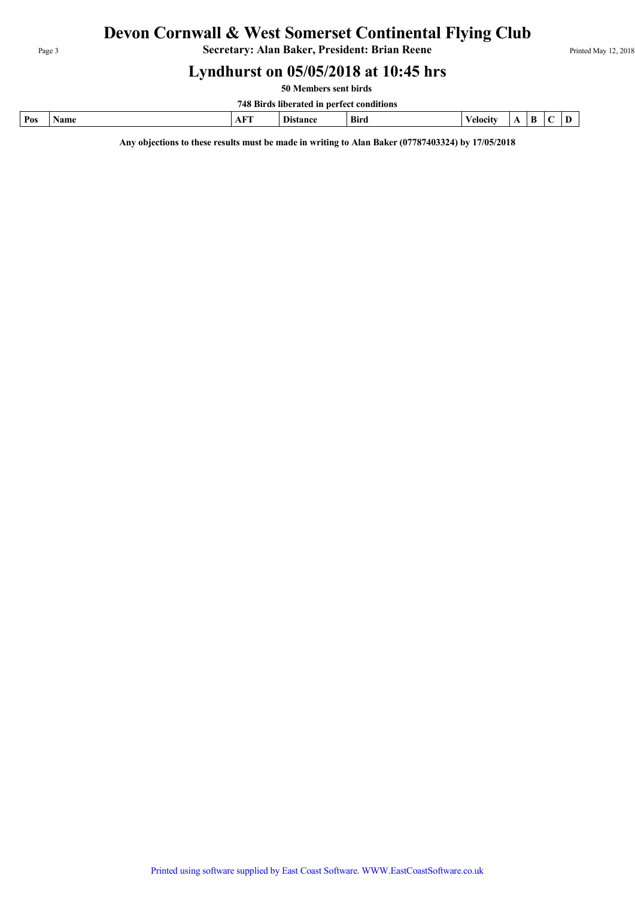# Devon Cornwall & West Somerset Continental Flying Club

**Secretary: Alan Baker, President: Brian Reene**

## Lyndhurst on 05/05/2018 at 10:45 hrs

**50 Members sent birds**

**748 Birds liberated in perfect conditions**

| Pos | Name | AFT | Distance | Bird | Velocity | A | B | C | D |
|---|---|---|---|---|---|---|---|---|---|

**Any objections to these results must be made in writing to Alan Baker (07787403324) by 17/05/2018**

Printed using software supplied by East Coast Software. WWW.EastCoastSoftware.co.uk